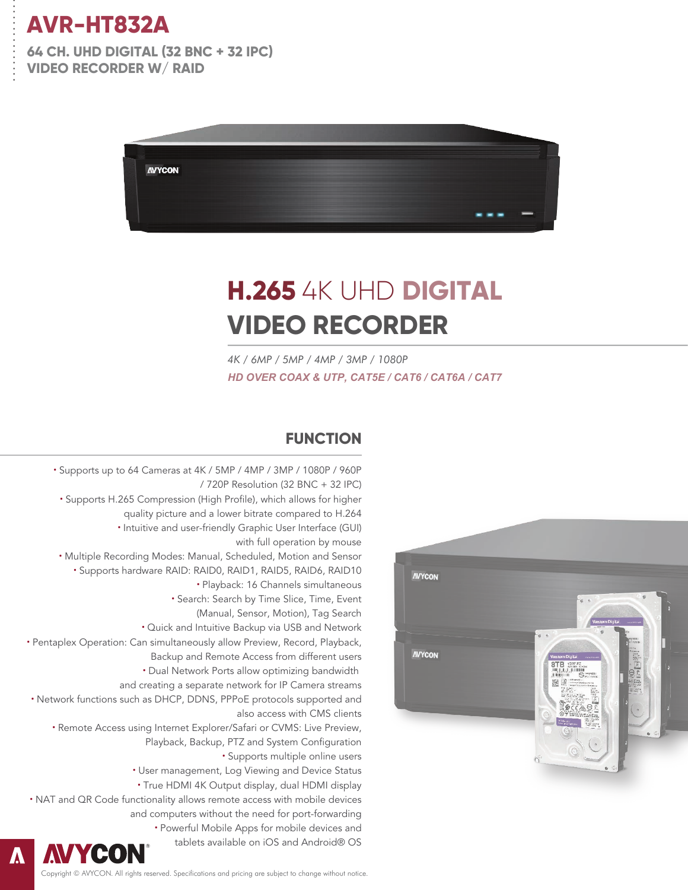# AVR-HT832A

## 64 CH. UHD DIGITAL (32 BNC + 32 IPC) VIDEO RECORDER W/ RAID

# H.265 4K UHD DIGITAL VIDEO RECORDER

*4K / 6MP / 5MP / 4MP / 3MP / 1080P*

***HD OVER COAX & UTP, CAT5E / CAT6 / CAT6A / CAT7***

## FUNCTION

- Supports up to 64 Cameras at 4K / 5MP / 4MP / 3MP / 1080P / 960P / 720P Resolution (32 BNC + 32 IPC)
- Supports H.265 Compression (High Profile), which allows for higher quality picture and a lower bitrate compared to H.264
- Intuitive and user-friendly Graphic User Interface (GUI) with full operation by mouse
- Multiple Recording Modes: Manual, Scheduled, Motion and Sensor
- Supports hardware RAID: RAID0, RAID1, RAID5, RAID6, RAID10
- Playback: 16 Channels simultaneous
- Search: Search by Time Slice, Time, Event (Manual, Sensor, Motion), Tag Search
- Quick and Intuitive Backup via USB and Network
- Pentaplex Operation: Can simultaneously allow Preview, Record, Playback, Backup and Remote Access from different users
- Dual Network Ports allow optimizing bandwidth and creating a separate network for IP Camera streams
- Network functions such as DHCP, DDNS, PPPoE protocols supported and also access with CMS clients
- Remote Access using Internet Explorer/Safari or CVMS: Live Preview, Playback, Backup, PTZ and System Configuration
- Supports multiple online users
- User management, Log Viewing and Device Status
- True HDMI 4K Output display, dual HDMI display
- NAT and QR Code functionality allows remote access with mobile devices and computers without the need for port-forwarding
- Powerful Mobile Apps for mobile devices and tablets available on iOS and Android® OS

Copyright © AVYCON. All rights reserved. Specifications and pricing are subject to change without notice.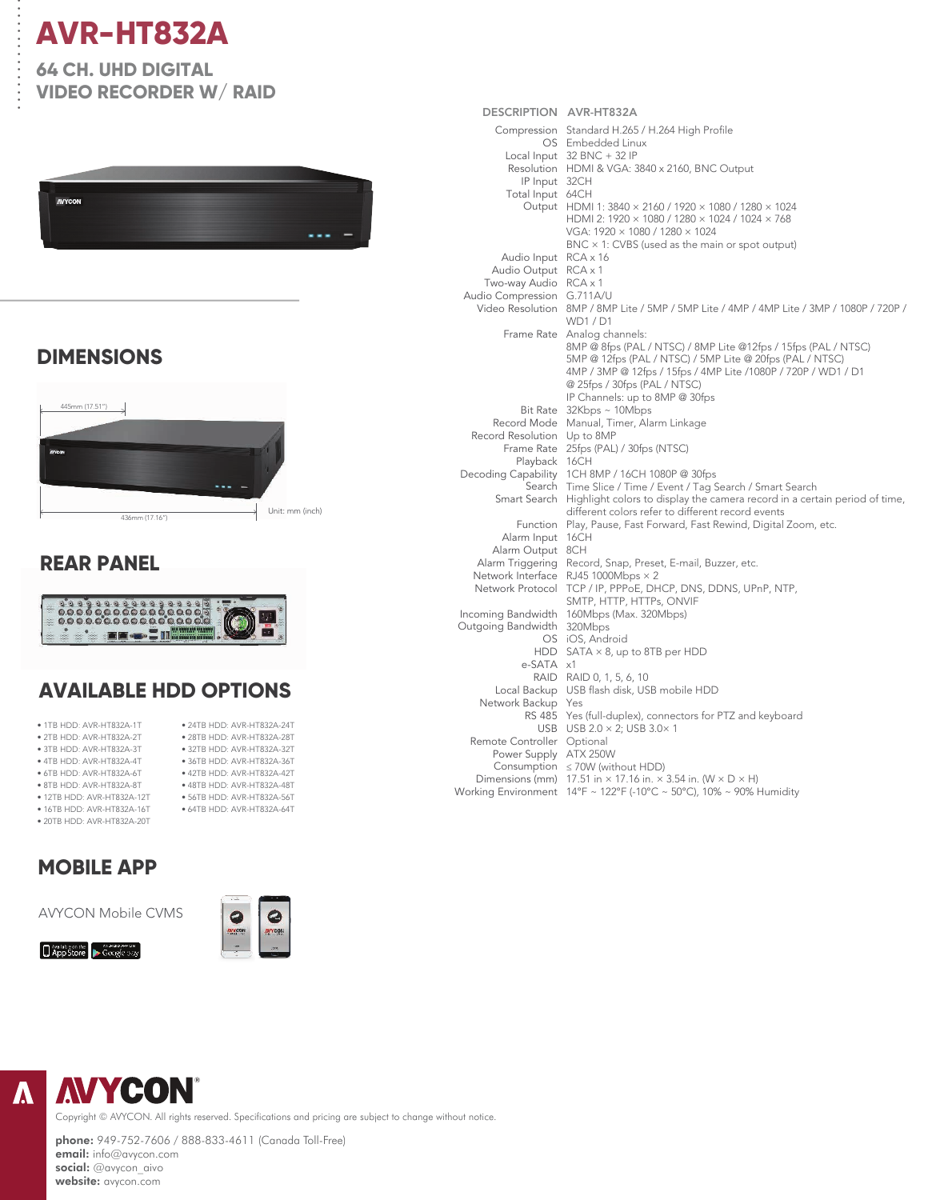# AVR-HT832A

## 64 CH. UHD DIGITAL VIDEO RECORDER W/ RAID

| DESCRIPTION | AVR-HT832A |
|---|---|
| Compression | Standard H.265 / H.264 High Profile |
| OS | Embedded Linux |
| Local Input | 32 BNC + 32 IP |
| Resolution | HDMI & VGA: 3840 x 2160, BNC Output |
| IP Input | 32CH |
| Total Input | 64CH |
| Output | HDMI 1: 3840 × 2160 / 1920 × 1080 / 1280 × 1024<br>HDMI 2: 1920 × 1080 / 1280 × 1024 / 1024 × 768<br>VGA: 1920 × 1080 / 1280 × 1024<br>BNC × 1: CVBS (used as the main or spot output) |
| Audio Input | RCA x 16 |
| Audio Output | RCA x 1 |
| Two-way Audio | RCA x 1 |
| Audio Compression | G.711A/U |
| Video Resolution | 8MP / 8MP Lite / 5MP / 5MP Lite / 4MP / 4MP Lite / 3MP / 1080P / 720P / WD1 / D1 |
| Frame Rate | Analog channels:<br>8MP @ 8fps (PAL / NTSC) / 8MP Lite @12fps / 15fps (PAL / NTSC)<br>5MP @ 12fps (PAL / NTSC) / 5MP Lite @ 20fps (PAL / NTSC)<br>4MP / 3MP @ 12fps / 15fps / 4MP Lite /1080P / 720P / WD1 / D1 @ 25fps / 30fps (PAL / NTSC)<br>IP Channels: up to 8MP @ 30fps |
| Bit Rate | 32Kbps ~ 10Mbps |
| Record Mode | Manual, Timer, Alarm Linkage |
| Record Resolution | Up to 8MP |
| Frame Rate | 25fps (PAL) / 30fps (NTSC) |
| Playback | 16CH |
| Decoding Capability | 1CH 8MP / 16CH 1080P @ 30fps |
| Search | Time Slice / Time / Event / Tag Search / Smart Search |
| Smart Search | Highlight colors to display the camera record in a certain period of time, different colors refer to different record events |
| Function | Play, Pause, Fast Forward, Fast Rewind, Digital Zoom, etc. |
| Alarm Input | 16CH |
| Alarm Output | 8CH |
| Alarm Triggering | Record, Snap, Preset, E-mail, Buzzer, etc. |
| Network Interface | RJ45 1000Mbps × 2 |
| Network Protocol | TCP / IP, PPPoE, DHCP, DNS, DDNS, UPnP, NTP, SMTP, HTTP, HTTPs, ONVIF |
| Incoming Bandwidth | 160Mbps (Max. 320Mbps) |
| Outgoing Bandwidth | 320Mbps |
| OS | iOS, Android |
| HDD | SATA × 8, up to 8TB per HDD |
| e-SATA | x1 |
| RAID | RAID 0, 1, 5, 6, 10 |
| Local Backup | USB flash disk, USB mobile HDD |
| Network Backup | Yes |
| RS 485 | Yes (full-duplex), connectors for PTZ and keyboard |
| USB | USB 2.0 × 2; USB 3.0× 1 |
| Remote Controller | Optional |
| Power Supply | ATX 250W |
| Consumption | ≤ 70W (without HDD) |
| Dimensions (mm) | 17.51 in × 17.16 in. × 3.54 in. (W × D × H) |
| Working Environment | 14°F ~ 122°F (-10°C ~ 50°C), 10% ~ 90% Humidity |

## DIMENSIONS

445mm (17.51")

436mm (17.16")

Unit: mm (inch)

## REAR PANEL

## AVAILABLE HDD OPTIONS

- 1TB HDD: AVR-HT832A-1T
- 2TB HDD: AVR-HT832A-2T
- 3TB HDD: AVR-HT832A-3T
- 4TB HDD: AVR-HT832A-4T
- 6TB HDD: AVR-HT832A-6T
- 8TB HDD: AVR-HT832A-8T
- 12TB HDD: AVR-HT832A-12T
- 16TB HDD: AVR-HT832A-16T
- 20TB HDD: AVR-HT832A-20T
- 24TB HDD: AVR-HT832A-24T
- 28TB HDD: AVR-HT832A-28T
- 32TB HDD: AVR-HT832A-32T
- 36TB HDD: AVR-HT832A-36T
- 42TB HDD: AVR-HT832A-42T
- 48TB HDD: AVR-HT832A-48T
- 56TB HDD: AVR-HT832A-56T
- 64TB HDD: AVR-HT832A-64T

## MOBILE APP

AVYCON Mobile CVMS

AVYCON®

Copyright © AVYCON. All rights reserved. Specifications and pricing are subject to change without notice.

**phone:** 949-752-7606 / 888-833-4611 (Canada Toll-Free)
**email:** info@avycon.com
**social:** @avycon_aivo
**website:** avycon.com